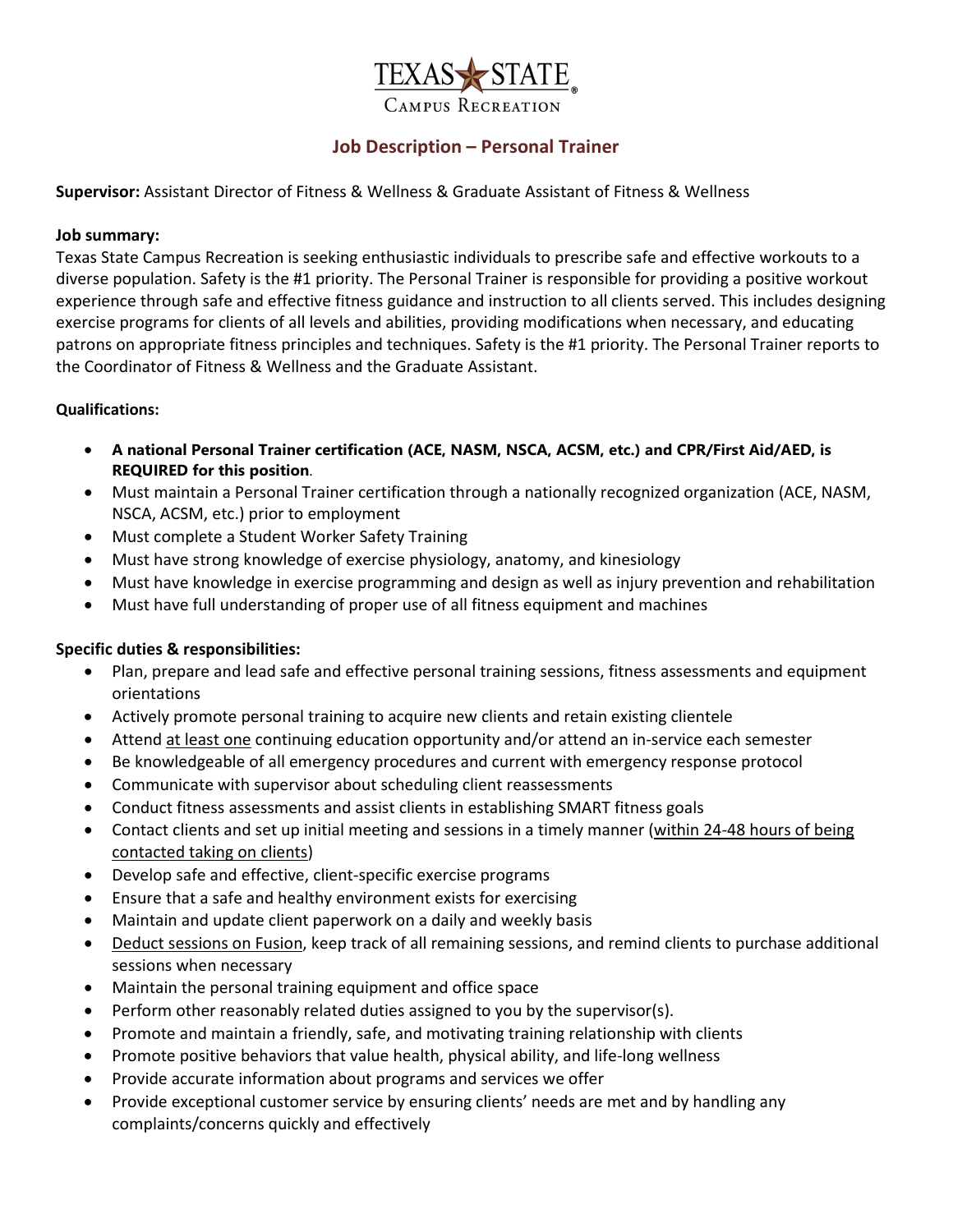TEXAS STATE
CAMPUS RECREATION

## Job Description – Personal Trainer

**Supervisor:** Assistant Director of Fitness & Wellness & Graduate Assistant of Fitness & Wellness

**Job summary:**
Texas State Campus Recreation is seeking enthusiastic individuals to prescribe safe and effective workouts to a diverse population. Safety is the #1 priority. The Personal Trainer is responsible for providing a positive workout experience through safe and effective fitness guidance and instruction to all clients served. This includes designing exercise programs for clients of all levels and abilities, providing modifications when necessary, and educating patrons on appropriate fitness principles and techniques. Safety is the #1 priority. The Personal Trainer reports to the Coordinator of Fitness & Wellness and the Graduate Assistant.

**Qualifications:**

- **A national Personal Trainer certification (ACE, NASM, NSCA, ACSM, etc.) and CPR/First Aid/AED, is REQUIRED for this position**.
- Must maintain a Personal Trainer certification through a nationally recognized organization (ACE, NASM, NSCA, ACSM, etc.) prior to employment
- Must complete a Student Worker Safety Training
- Must have strong knowledge of exercise physiology, anatomy, and kinesiology
- Must have knowledge in exercise programming and design as well as injury prevention and rehabilitation
- Must have full understanding of proper use of all fitness equipment and machines

**Specific duties & responsibilities:**

- Plan, prepare and lead safe and effective personal training sessions, fitness assessments and equipment orientations
- Actively promote personal training to acquire new clients and retain existing clientele
- Attend <u>at least one</u> continuing education opportunity and/or attend an in-service each semester
- Be knowledgeable of all emergency procedures and current with emergency response protocol
- Communicate with supervisor about scheduling client reassessments
- Conduct fitness assessments and assist clients in establishing SMART fitness goals
- Contact clients and set up initial meeting and sessions in a timely manner (<u>within 24-48 hours of being contacted taking on clients</u>)
- Develop safe and effective, client-specific exercise programs
- Ensure that a safe and healthy environment exists for exercising
- Maintain and update client paperwork on a daily and weekly basis
- <u>Deduct sessions on Fusion</u>, keep track of all remaining sessions, and remind clients to purchase additional sessions when necessary
- Maintain the personal training equipment and office space
- Perform other reasonably related duties assigned to you by the supervisor(s).
- Promote and maintain a friendly, safe, and motivating training relationship with clients
- Promote positive behaviors that value health, physical ability, and life-long wellness
- Provide accurate information about programs and services we offer
- Provide exceptional customer service by ensuring clients' needs are met and by handling any complaints/concerns quickly and effectively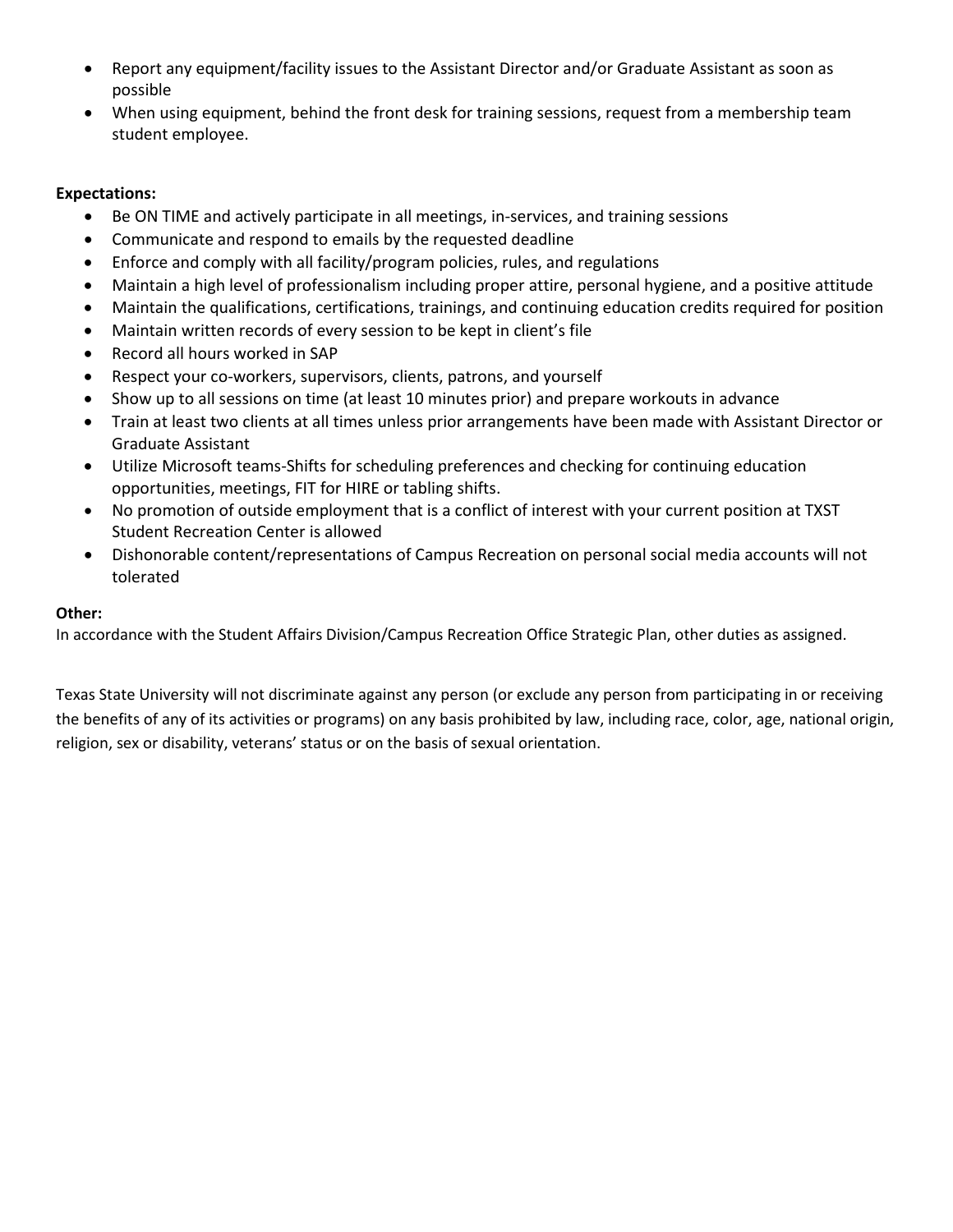- Report any equipment/facility issues to the Assistant Director and/or Graduate Assistant as soon as possible
- When using equipment, behind the front desk for training sessions, request from a membership team student employee.

**Expectations:**

- Be ON TIME and actively participate in all meetings, in-services, and training sessions
- Communicate and respond to emails by the requested deadline
- Enforce and comply with all facility/program policies, rules, and regulations
- Maintain a high level of professionalism including proper attire, personal hygiene, and a positive attitude
- Maintain the qualifications, certifications, trainings, and continuing education credits required for position
- Maintain written records of every session to be kept in client's file
- Record all hours worked in SAP
- Respect your co-workers, supervisors, clients, patrons, and yourself
- Show up to all sessions on time (at least 10 minutes prior) and prepare workouts in advance
- Train at least two clients at all times unless prior arrangements have been made with Assistant Director or Graduate Assistant
- Utilize Microsoft teams-Shifts for scheduling preferences and checking for continuing education opportunities, meetings, FIT for HIRE or tabling shifts.
- No promotion of outside employment that is a conflict of interest with your current position at TXST Student Recreation Center is allowed
- Dishonorable content/representations of Campus Recreation on personal social media accounts will not tolerated

**Other:**

In accordance with the Student Affairs Division/Campus Recreation Office Strategic Plan, other duties as assigned.

Texas State University will not discriminate against any person (or exclude any person from participating in or receiving the benefits of any of its activities or programs) on any basis prohibited by law, including race, color, age, national origin, religion, sex or disability, veterans' status or on the basis of sexual orientation.